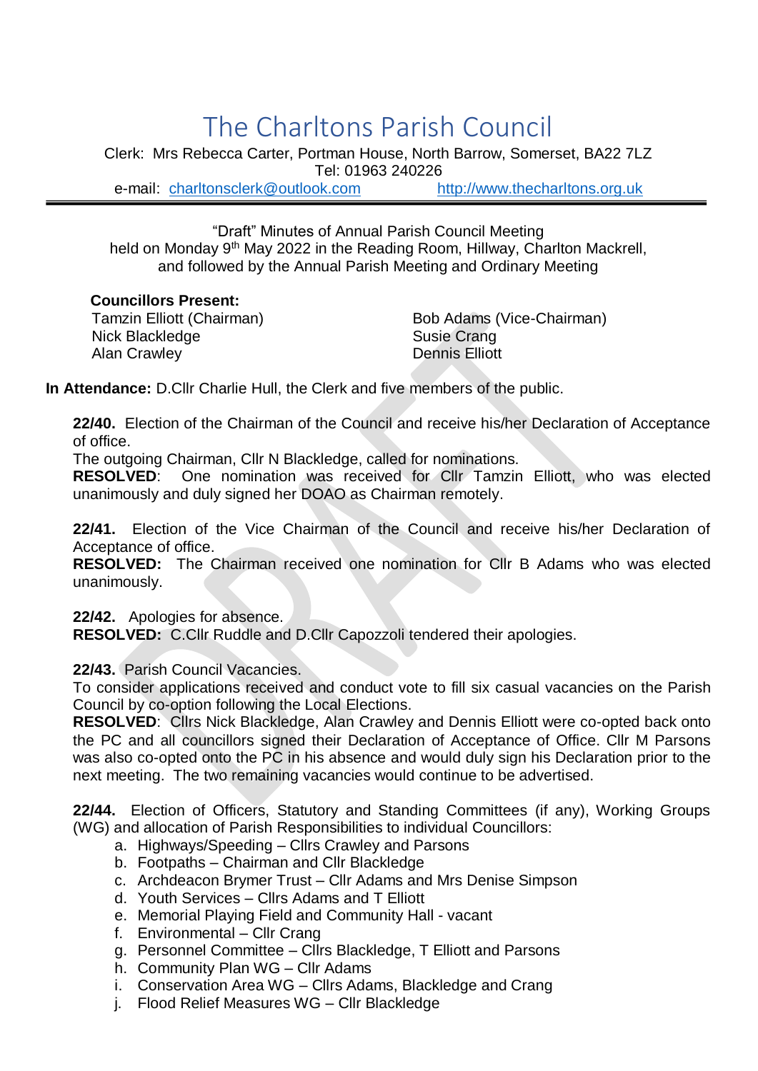# The Charltons Parish Council

Clerk: Mrs Rebecca Carter, Portman House, North Barrow, Somerset, BA22 7LZ
Tel: 01963 240226
e-mail: charltonsclerk@outlook.com http://www.thecharltons.org.uk

---

"Draft" Minutes of Annual Parish Council Meeting
held on Monday 9th May 2022 in the Reading Room, Hillway, Charlton Mackrell,
and followed by the Annual Parish Meeting and Ordinary Meeting

**Councillors Present:**

Tamzin Elliott (Chairman)
Nick Blackledge
Alan Crawley
Bob Adams (Vice-Chairman)
Susie Crang
Dennis Elliott

**In Attendance:** D.Cllr Charlie Hull, the Clerk and five members of the public.

**22/40.** Election of the Chairman of the Council and receive his/her Declaration of Acceptance of office.
The outgoing Chairman, Cllr N Blackledge, called for nominations.
**RESOLVED**: One nomination was received for Cllr Tamzin Elliott, who was elected unanimously and duly signed her DOAO as Chairman remotely.

**22/41.** Election of the Vice Chairman of the Council and receive his/her Declaration of Acceptance of office.
**RESOLVED:** The Chairman received one nomination for Cllr B Adams who was elected unanimously.

**22/42.** Apologies for absence.
**RESOLVED:** C.Cllr Ruddle and D.Cllr Capozzoli tendered their apologies.

**22/43.** Parish Council Vacancies.
To consider applications received and conduct vote to fill six casual vacancies on the Parish Council by co-option following the Local Elections.
**RESOLVED**: Cllrs Nick Blackledge, Alan Crawley and Dennis Elliott were co-opted back onto the PC and all councillors signed their Declaration of Acceptance of Office. Cllr M Parsons was also co-opted onto the PC in his absence and would duly sign his Declaration prior to the next meeting. The two remaining vacancies would continue to be advertised.

**22/44.** Election of Officers, Statutory and Standing Committees (if any), Working Groups (WG) and allocation of Parish Responsibilities to individual Councillors:

a. Highways/Speeding – Cllrs Crawley and Parsons
b. Footpaths – Chairman and Cllr Blackledge
c. Archdeacon Brymer Trust – Cllr Adams and Mrs Denise Simpson
d. Youth Services – Cllrs Adams and T Elliott
e. Memorial Playing Field and Community Hall - vacant
f. Environmental – Cllr Crang
g. Personnel Committee – Cllrs Blackledge, T Elliott and Parsons
h. Community Plan WG – Cllr Adams
i. Conservation Area WG – Cllrs Adams, Blackledge and Crang
j. Flood Relief Measures WG – Cllr Blackledge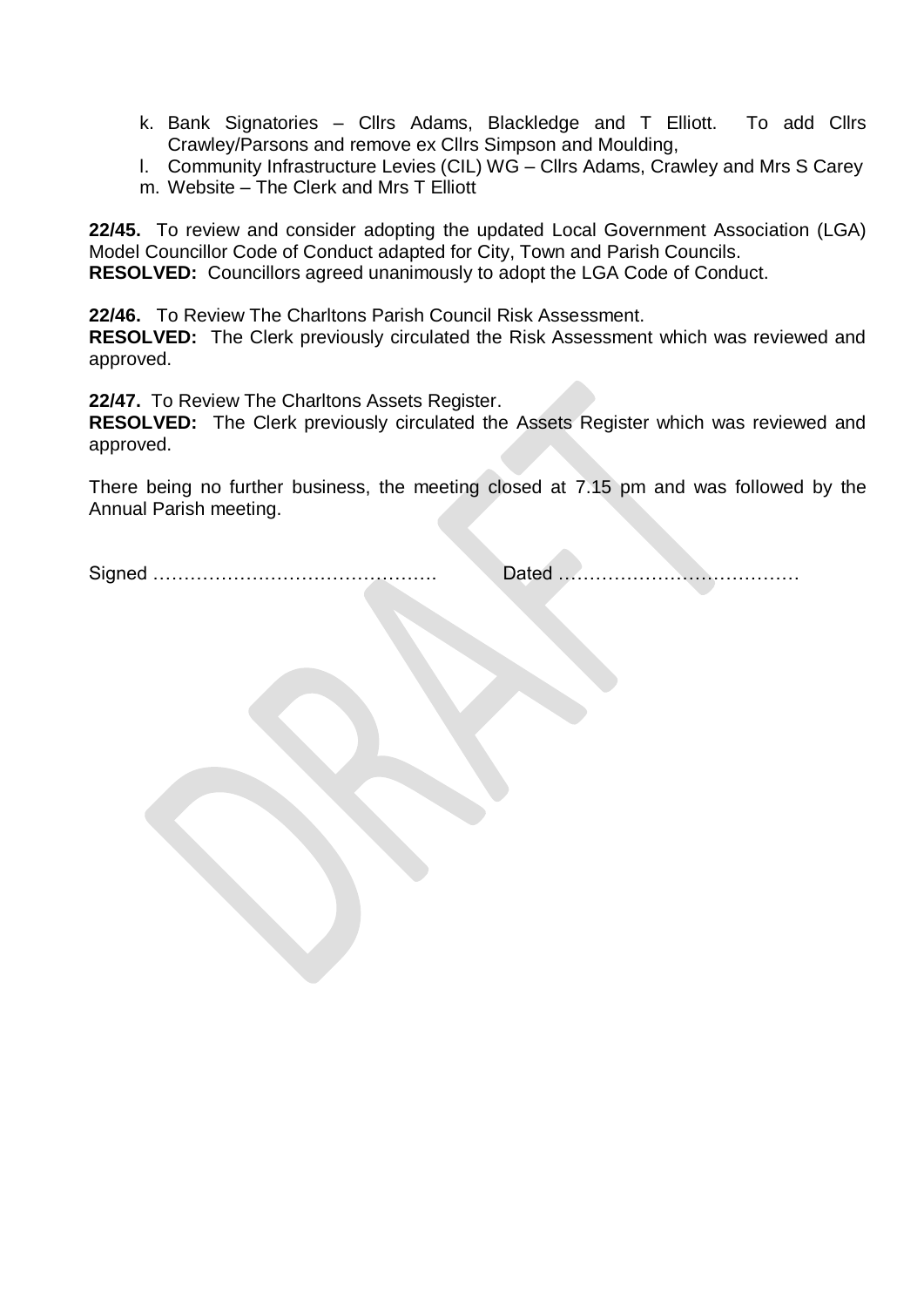k. Bank Signatories – Cllrs Adams, Blackledge and T Elliott. To add Cllrs Crawley/Parsons and remove ex Cllrs Simpson and Moulding,
l. Community Infrastructure Levies (CIL) WG – Cllrs Adams, Crawley and Mrs S Carey
m. Website – The Clerk and Mrs T Elliott

**22/45.** To review and consider adopting the updated Local Government Association (LGA) Model Councillor Code of Conduct adapted for City, Town and Parish Councils.
**RESOLVED:** Councillors agreed unanimously to adopt the LGA Code of Conduct.

**22/46.** To Review The Charltons Parish Council Risk Assessment.
**RESOLVED:** The Clerk previously circulated the Risk Assessment which was reviewed and approved.

**22/47.** To Review The Charltons Assets Register.
**RESOLVED:** The Clerk previously circulated the Assets Register which was reviewed and approved.

There being no further business, the meeting closed at 7.15 pm and was followed by the Annual Parish meeting.

Signed ………………………………………. Dated …………………………………

DRAFT